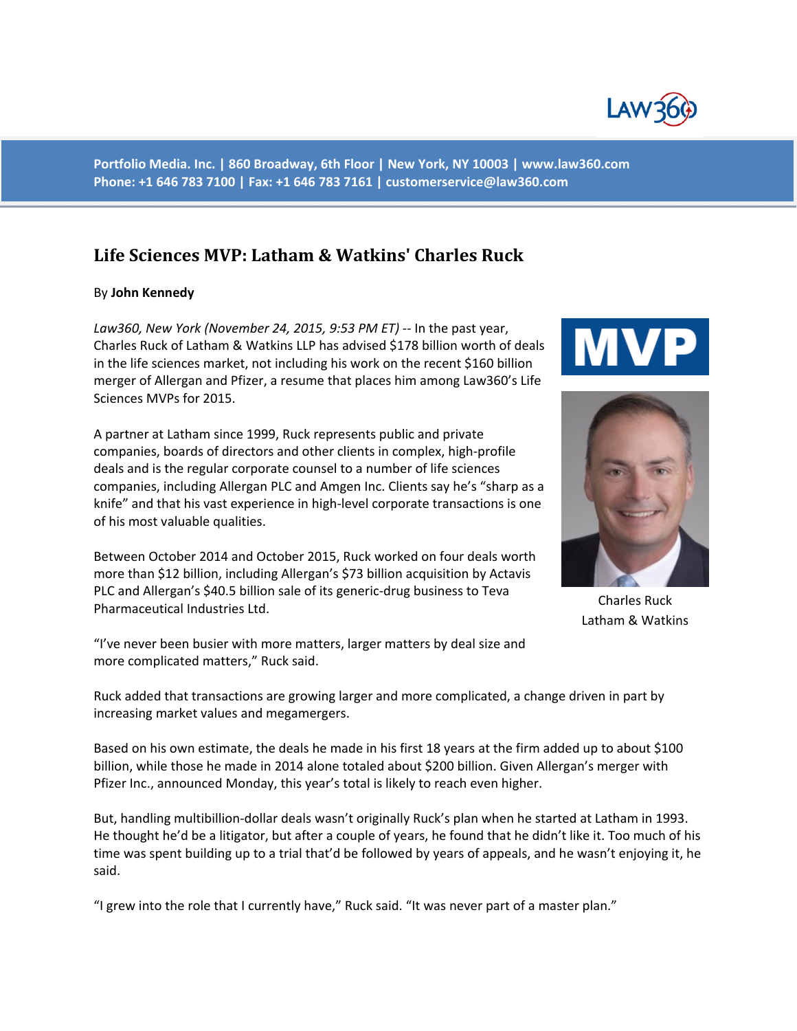Portfolio Media. Inc. | 860 Broadway, 6th Floor | New York, NY 10003 | www.law360.com
Phone: +1 646 783 7100 | Fax: +1 646 783 7161 | customerservice@law360.com

# Life Sciences MVP: Latham & Watkins' Charles Ruck

By **John Kennedy**

*Law360, New York (November 24, 2015, 9:53 PM ET)* -- In the past year, Charles Ruck of Latham & Watkins LLP has advised $178 billion worth of deals in the life sciences market, not including his work on the recent $160 billion merger of Allergan and Pfizer, a resume that places him among Law360's Life Sciences MVPs for 2015.

A partner at Latham since 1999, Ruck represents public and private companies, boards of directors and other clients in complex, high-profile deals and is the regular corporate counsel to a number of life sciences companies, including Allergan PLC and Amgen Inc. Clients say he's "sharp as a knife" and that his vast experience in high-level corporate transactions is one of his most valuable qualities.

Charles Ruck
Latham & Watkins

Between October 2014 and October 2015, Ruck worked on four deals worth more than $12 billion, including Allergan's $73 billion acquisition by Actavis PLC and Allergan's $40.5 billion sale of its generic-drug business to Teva Pharmaceutical Industries Ltd.

"I've never been busier with more matters, larger matters by deal size and more complicated matters," Ruck said.

Ruck added that transactions are growing larger and more complicated, a change driven in part by increasing market values and megamergers.

Based on his own estimate, the deals he made in his first 18 years at the firm added up to about $100 billion, while those he made in 2014 alone totaled about $200 billion. Given Allergan's merger with Pfizer Inc., announced Monday, this year's total is likely to reach even higher.

But, handling multibillion-dollar deals wasn't originally Ruck's plan when he started at Latham in 1993. He thought he'd be a litigator, but after a couple of years, he found that he didn't like it. Too much of his time was spent building up to a trial that'd be followed by years of appeals, and he wasn't enjoying it, he said.

"I grew into the role that I currently have," Ruck said. "It was never part of a master plan."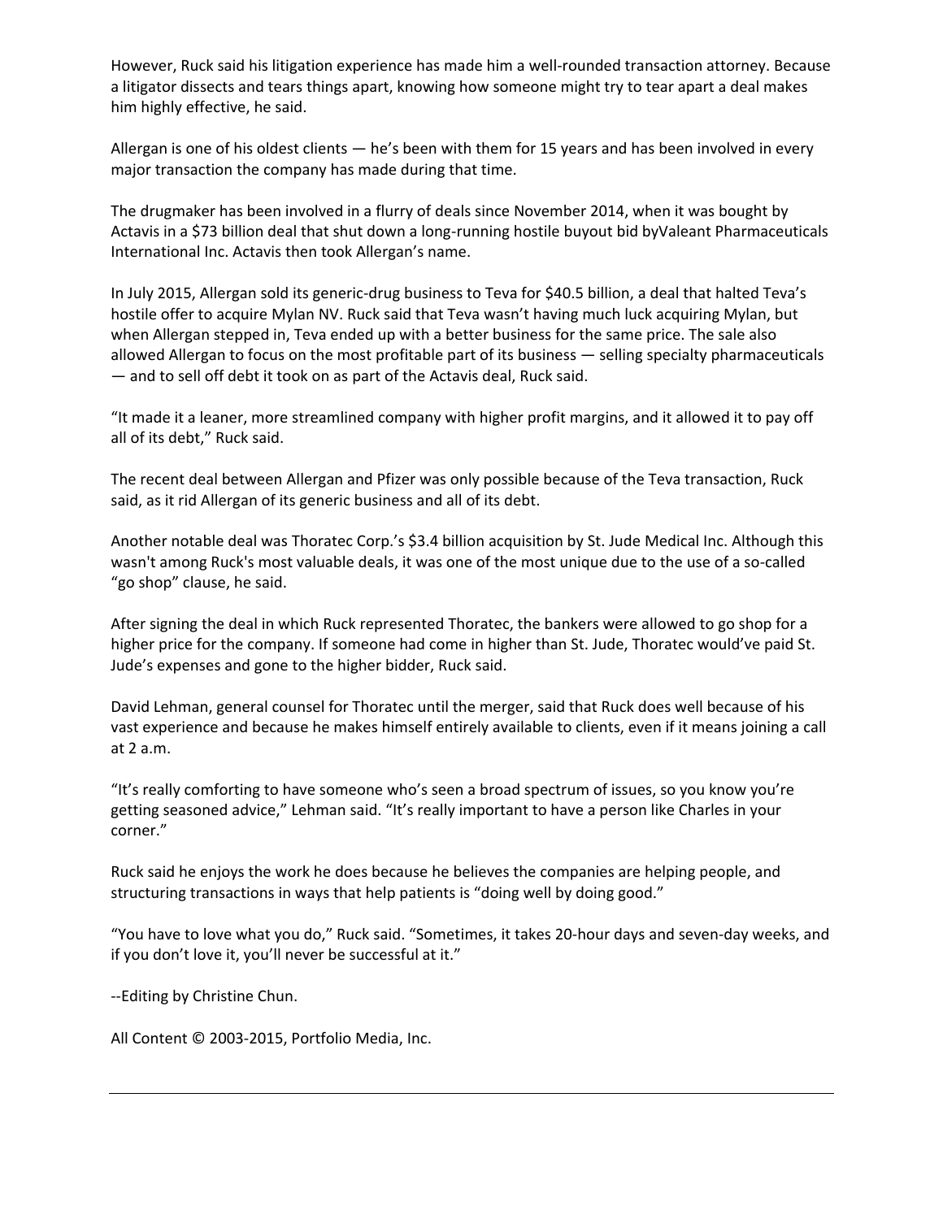However, Ruck said his litigation experience has made him a well-rounded transaction attorney. Because a litigator dissects and tears things apart, knowing how someone might try to tear apart a deal makes him highly effective, he said.

Allergan is one of his oldest clients — he's been with them for 15 years and has been involved in every major transaction the company has made during that time.

The drugmaker has been involved in a flurry of deals since November 2014, when it was bought by Actavis in a $73 billion deal that shut down a long-running hostile buyout bid byValeant Pharmaceuticals International Inc. Actavis then took Allergan's name.

In July 2015, Allergan sold its generic-drug business to Teva for $40.5 billion, a deal that halted Teva's hostile offer to acquire Mylan NV. Ruck said that Teva wasn't having much luck acquiring Mylan, but when Allergan stepped in, Teva ended up with a better business for the same price. The sale also allowed Allergan to focus on the most profitable part of its business — selling specialty pharmaceuticals — and to sell off debt it took on as part of the Actavis deal, Ruck said.

"It made it a leaner, more streamlined company with higher profit margins, and it allowed it to pay off all of its debt," Ruck said.

The recent deal between Allergan and Pfizer was only possible because of the Teva transaction, Ruck said, as it rid Allergan of its generic business and all of its debt.

Another notable deal was Thoratec Corp.'s $3.4 billion acquisition by St. Jude Medical Inc. Although this wasn't among Ruck's most valuable deals, it was one of the most unique due to the use of a so-called "go shop" clause, he said.

After signing the deal in which Ruck represented Thoratec, the bankers were allowed to go shop for a higher price for the company. If someone had come in higher than St. Jude, Thoratec would've paid St. Jude's expenses and gone to the higher bidder, Ruck said.

David Lehman, general counsel for Thoratec until the merger, said that Ruck does well because of his vast experience and because he makes himself entirely available to clients, even if it means joining a call at 2 a.m.

"It's really comforting to have someone who's seen a broad spectrum of issues, so you know you're getting seasoned advice," Lehman said. "It's really important to have a person like Charles in your corner."

Ruck said he enjoys the work he does because he believes the companies are helping people, and structuring transactions in ways that help patients is "doing well by doing good."

"You have to love what you do," Ruck said. "Sometimes, it takes 20-hour days and seven-day weeks, and if you don't love it, you'll never be successful at it."

--Editing by Christine Chun.

All Content © 2003-2015, Portfolio Media, Inc.